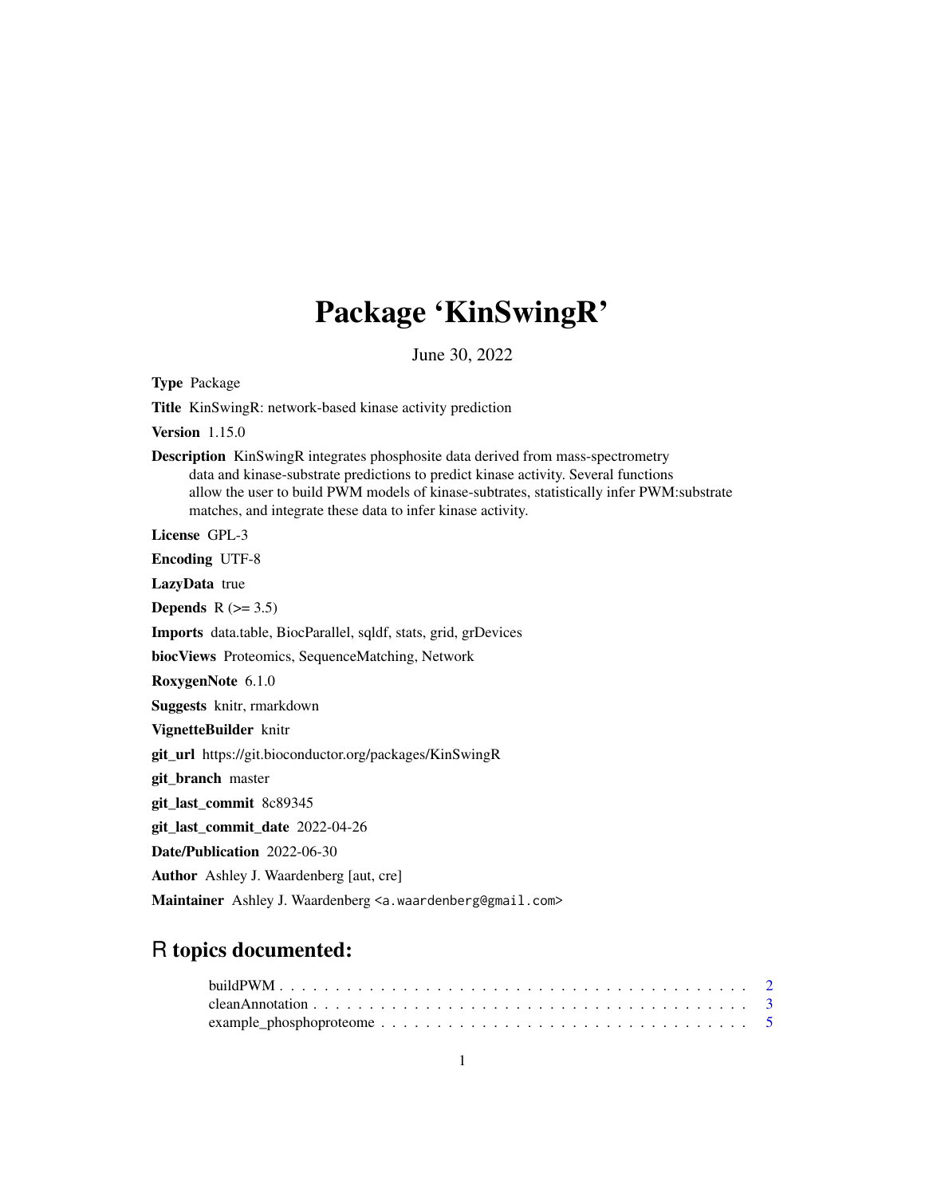# Package 'KinSwingR'

June 30, 2022

**Type** Package

**Title** KinSwingR: network-based kinase activity prediction

**Version** 1.15.0

**Description** KinSwingR integrates phosphosite data derived from mass-spectrometry data and kinase-substrate predictions to predict kinase activity. Several functions allow the user to build PWM models of kinase-subtrates, statistically infer PWM:substrate matches, and integrate these data to infer kinase activity.

**License** GPL-3

**Encoding** UTF-8

**LazyData** true

**Depends** R (>= 3.5)

**Imports** data.table, BiocParallel, sqldf, stats, grid, grDevices

**biocViews** Proteomics, SequenceMatching, Network

**RoxygenNote** 6.1.0

**Suggests** knitr, rmarkdown

**VignetteBuilder** knitr

**git_url** https://git.bioconductor.org/packages/KinSwingR

**git_branch** master

**git_last_commit** 8c89345

**git_last_commit_date** 2022-04-26

**Date/Publication** 2022-06-30

**Author** Ashley J. Waardenberg [aut, cre]

**Maintainer** Ashley J. Waardenberg <a.waardenberg@gmail.com>

## R topics documented:

- buildPWM . . . . . . . . . . . . . . . . . . . . . . . . . . . . . . . . . . . . . . . . 2
- cleanAnnotation . . . . . . . . . . . . . . . . . . . . . . . . . . . . . . . . . . . . 3
- example_phosphoproteome . . . . . . . . . . . . . . . . . . . . . . . . . . . . . . 5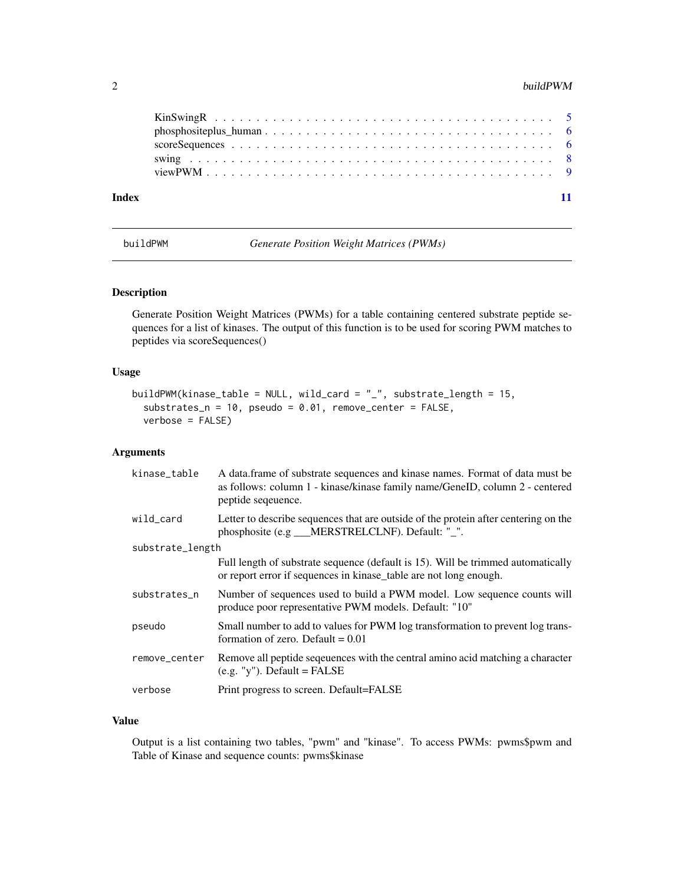| | |
|---|---|
| KinSwingR | 5 |
| phosphositeplus_human | 6 |
| scoreSequences | 6 |
| swing | 8 |
| viewPWM | 9 |

**Index** **11**

---

`buildPWM` *Generate Position Weight Matrices (PWMs)*

---

### Description

Generate Position Weight Matrices (PWMs) for a table containing centered substrate peptide sequences for a list of kinases. The output of this function is to be used for scoring PWM matches to peptides via scoreSequences()

### Usage

```
buildPWM(kinase_table = NULL, wild_card = "_", substrate_length = 15,
  substrates_n = 10, pseudo = 0.01, remove_center = FALSE,
  verbose = FALSE)
```

### Arguments

| | |
|---|---|
| kinase_table | A data.frame of substrate sequences and kinase names. Format of data must be as follows: column 1 - kinase/kinase family name/GeneID, column 2 - centered peptide seqeuence. |
| wild_card | Letter to describe sequences that are outside of the protein after centering on the phosphosite (e.g ___MERSTRELCLNF). Default: "_". |
| substrate_length | Full length of substrate sequence (default is 15). Will be trimmed automatically or report error if sequences in kinase_table are not long enough. |
| substrates_n | Number of sequences used to build a PWM model. Low sequence counts will produce poor representative PWM models. Default: "10" |
| pseudo | Small number to add to values for PWM log transformation to prevent log transformation of zero. Default = 0.01 |
| remove_center | Remove all peptide seqeuences with the central amino acid matching a character (e.g. "y"). Default = FALSE |
| verbose | Print progress to screen. Default=FALSE |

### Value

Output is a list containing two tables, "pwm" and "kinase". To access PWMs: pwms$pwm and Table of Kinase and sequence counts: pwms$kinase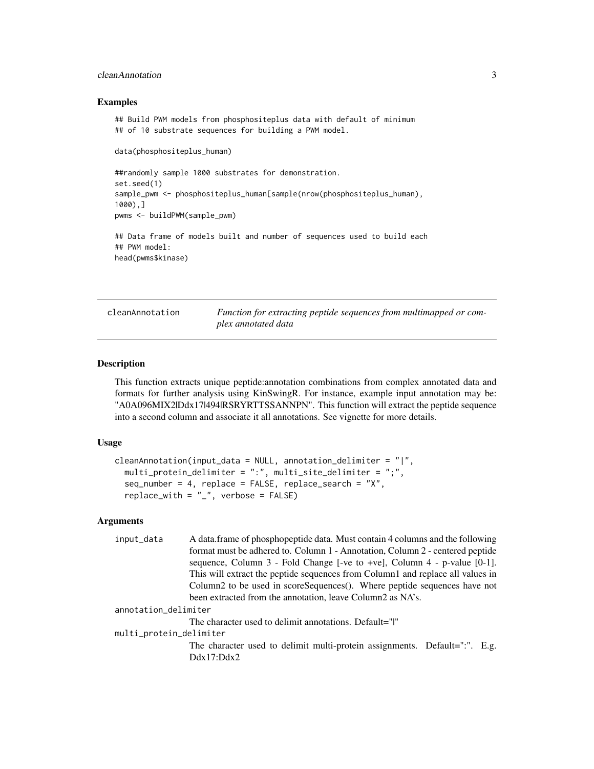### Examples

```
## Build PWM models from phosphositeplus data with default of minimum
## of 10 substrate sequences for building a PWM model.

data(phosphositeplus_human)

##randomly sample 1000 substrates for demonstration.
set.seed(1)
sample_pwm <- phosphositeplus_human[sample(nrow(phosphositeplus_human),
1000),]
pwms <- buildPWM(sample_pwm)

## Data frame of models built and number of sequences used to build each
## PWM model:
head(pwms$kinase)
```

## cleanAnnotation — *Function for extracting peptide sequences from multimapped or complex annotated data*

### Description

This function extracts unique peptide:annotation combinations from complex annotated data and formats for further analysis using KinSwingR. For instance, example input annotation may be: "A0A096MIX2|Ddx17|494|RSRYRTTSSANNPN". This function will extract the peptide sequence into a second column and associate it all annotations. See vignette for more details.

### Usage

```
cleanAnnotation(input_data = NULL, annotation_delimiter = "|",
  multi_protein_delimiter = ":", multi_site_delimiter = ";",
  seq_number = 4, replace = FALSE, replace_search = "X",
  replace_with = "_", verbose = FALSE)
```

### Arguments

**input_data** — A data.frame of phosphopeptide data. Must contain 4 columns and the following format must be adhered to. Column 1 - Annotation, Column 2 - centered peptide sequence, Column 3 - Fold Change [-ve to +ve], Column 4 - p-value [0-1]. This will extract the peptide sequences from Column1 and replace all values in Column2 to be used in scoreSequences(). Where peptide sequences have not been extracted from the annotation, leave Column2 as NA's.

**annotation_delimiter** — The character used to delimit annotations. Default="|"

**multi_protein_delimiter** — The character used to delimit multi-protein assignments. Default=":". E.g. Ddx17:Ddx2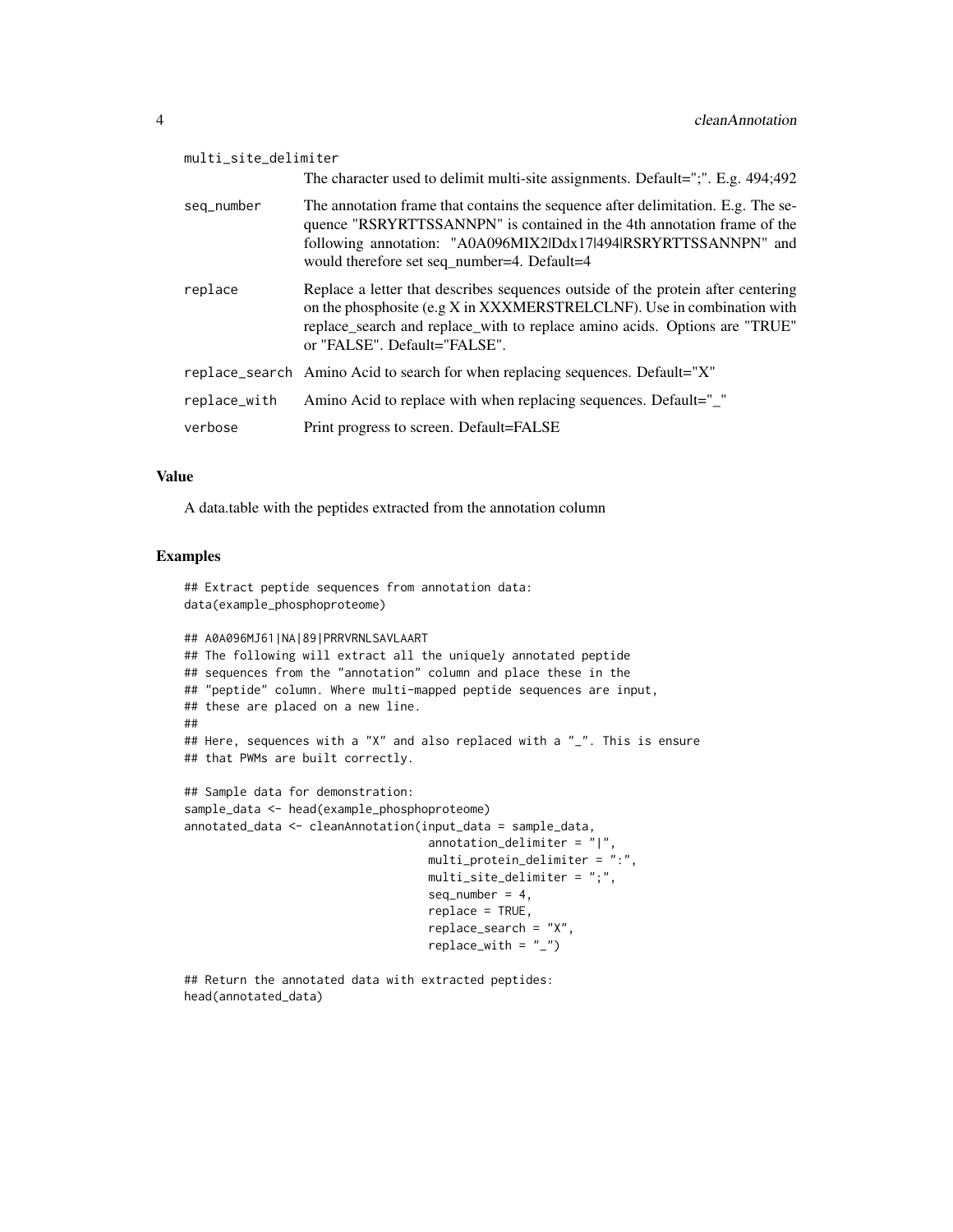multi_site_delimiter
: The character used to delimit multi-site assignments. Default=";". E.g. 494;492

seq_number
: The annotation frame that contains the sequence after delimitation. E.g. The sequence "RSRYRTTSSANNPN" is contained in the 4th annotation frame of the following annotation: "A0A096MIX2|Ddx17|494|RSRYRTTSSANNPN" and would therefore set seq_number=4. Default=4

replace
: Replace a letter that describes sequences outside of the protein after centering on the phosphosite (e.g X in XXXMERSTRELCLNF). Use in combination with replace_search and replace_with to replace amino acids. Options are "TRUE" or "FALSE". Default="FALSE".

replace_search
: Amino Acid to search for when replacing sequences. Default="X"

replace_with
: Amino Acid to replace with when replacing sequences. Default="_"

verbose
: Print progress to screen. Default=FALSE

### Value

A data.table with the peptides extracted from the annotation column

### Examples

```
## Extract peptide sequences from annotation data:
data(example_phosphoproteome)

## A0A096MJ61|NA|89|PRRVRNLSAVLAART
## The following will extract all the uniquely annotated peptide
## sequences from the "annotation" column and place these in the
## "peptide" column. Where multi-mapped peptide sequences are input,
## these are placed on a new line.
##
## Here, sequences with a "X" and also replaced with a "_". This is ensure
## that PWMs are built correctly.

## Sample data for demonstration:
sample_data <- head(example_phosphoproteome)
annotated_data <- cleanAnnotation(input_data = sample_data,
                                  annotation_delimiter = "|",
                                  multi_protein_delimiter = ":",
                                  multi_site_delimiter = ";",
                                  seq_number = 4,
                                  replace = TRUE,
                                  replace_search = "X",
                                  replace_with = "_")

## Return the annotated data with extracted peptides:
head(annotated_data)
```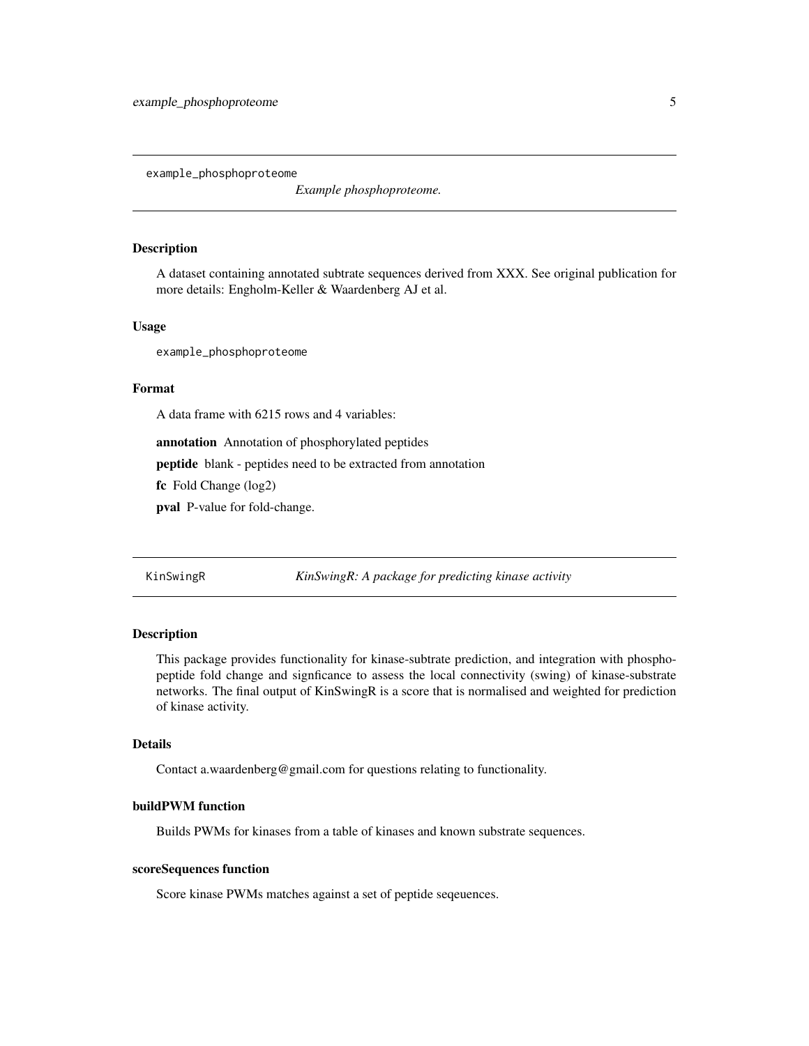## example_phosphoproteome

*Example phosphoproteome.*

### Description

A dataset containing annotated subtrate sequences derived from XXX. See original publication for more details: Engholm-Keller & Waardenberg AJ et al.

### Usage

```
example_phosphoproteome
```

### Format

A data frame with 6215 rows and 4 variables:

**annotation** Annotation of phosphorylated peptides

**peptide** blank - peptides need to be extracted from annotation

**fc** Fold Change (log2)

**pval** P-value for fold-change.

## KinSwingR

*KinSwingR: A package for predicting kinase activity*

### Description

This package provides functionality for kinase-subtrate prediction, and integration with phosphopeptide fold change and signficance to assess the local connectivity (swing) of kinase-substrate networks. The final output of KinSwingR is a score that is normalised and weighted for prediction of kinase activity.

### Details

Contact a.waardenberg@gmail.com for questions relating to functionality.

### buildPWM function

Builds PWMs for kinases from a table of kinases and known substrate sequences.

### scoreSequences function

Score kinase PWMs matches against a set of peptide seqeuences.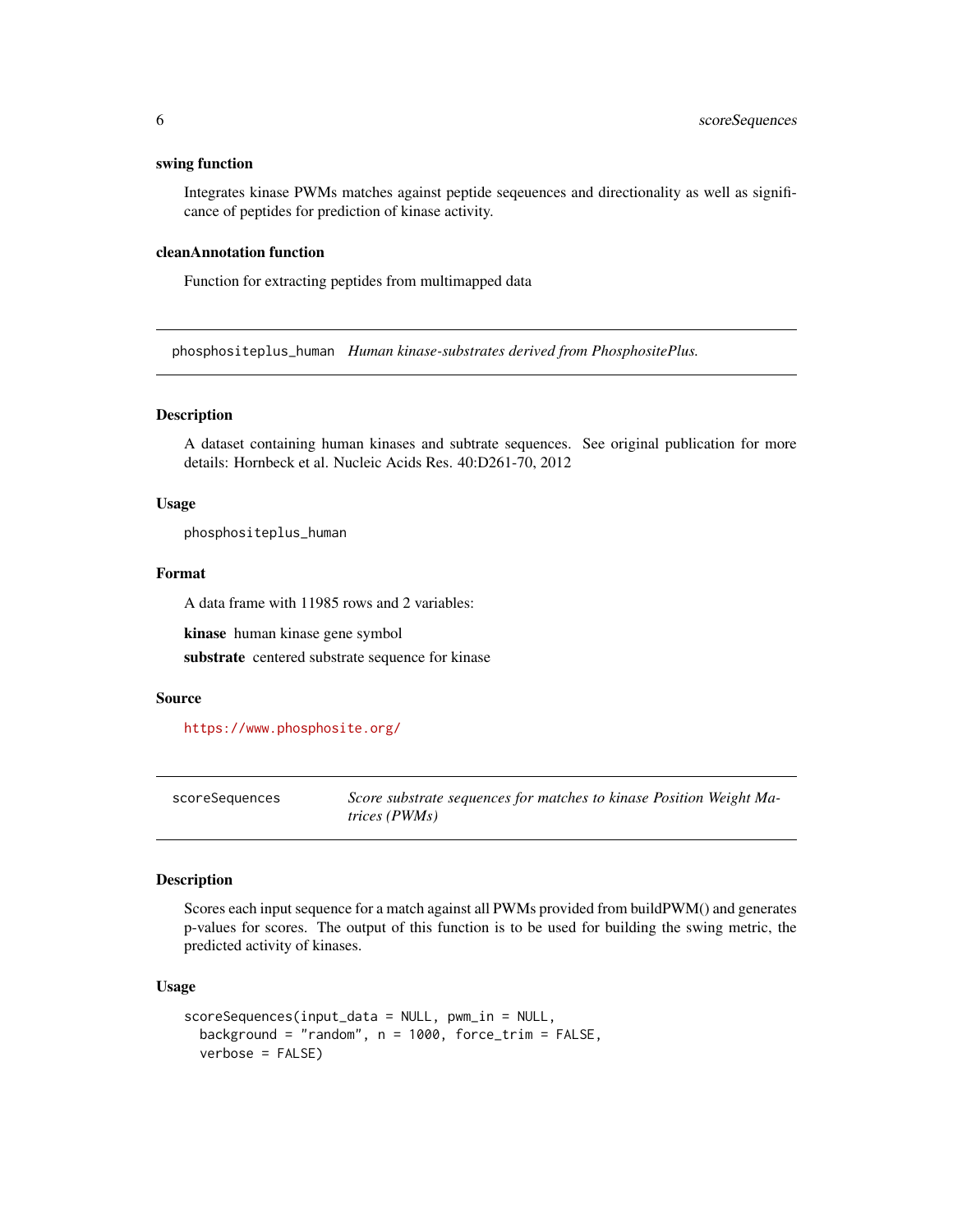### swing function

Integrates kinase PWMs matches against peptide seqeuences and directionality as well as significance of peptides for prediction of kinase activity.

### cleanAnnotation function

Function for extracting peptides from multimapped data

---

## phosphositeplus_human *Human kinase-substrates derived from PhosphositePlus.*

---

### Description

A dataset containing human kinases and subtrate sequences. See original publication for more details: Hornbeck et al. Nucleic Acids Res. 40:D261-70, 2012

### Usage

```
phosphositeplus_human
```

### Format

A data frame with 11985 rows and 2 variables:

**kinase** human kinase gene symbol

**substrate** centered substrate sequence for kinase

### Source

https://www.phosphosite.org/

---

## scoreSequences *Score substrate sequences for matches to kinase Position Weight Matrices (PWMs)*

---

### Description

Scores each input sequence for a match against all PWMs provided from buildPWM() and generates p-values for scores. The output of this function is to be used for building the swing metric, the predicted activity of kinases.

### Usage

```
scoreSequences(input_data = NULL, pwm_in = NULL,
  background = "random", n = 1000, force_trim = FALSE,
  verbose = FALSE)
```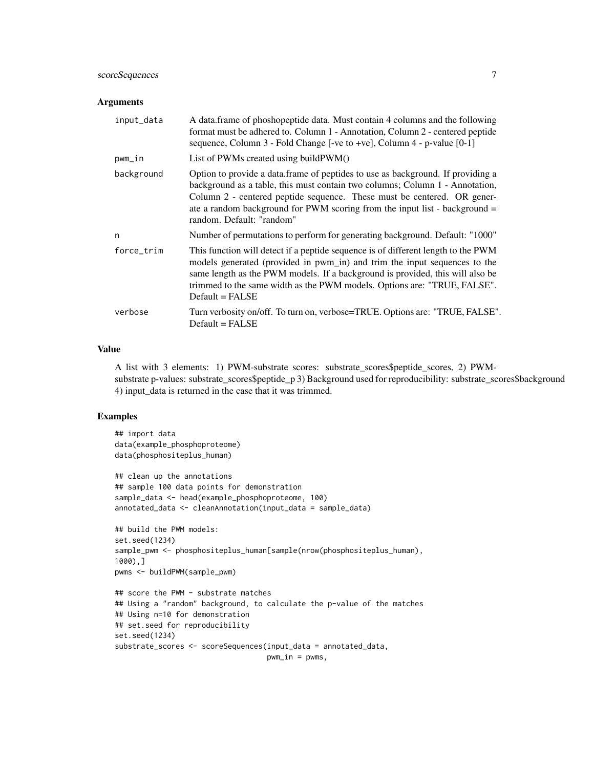### Arguments

| | |
|---|---|
| `input_data` | A data.frame of phoshopeptide data. Must contain 4 columns and the following format must be adhered to. Column 1 - Annotation, Column 2 - centered peptide sequence, Column 3 - Fold Change [-ve to +ve], Column 4 - p-value [0-1] |
| `pwm_in` | List of PWMs created using buildPWM() |
| `background` | Option to provide a data.frame of peptides to use as background. If providing a background as a table, this must contain two columns; Column 1 - Annotation, Column 2 - centered peptide sequence. These must be centered. OR generate a random background for PWM scoring from the input list - background = random. Default: "random" |
| `n` | Number of permutations to perform for generating background. Default: "1000" |
| `force_trim` | This function will detect if a peptide sequence is of different length to the PWM models generated (provided in pwm_in) and trim the input sequences to the same length as the PWM models. If a background is provided, this will also be trimmed to the same width as the PWM models. Options are: "TRUE, FALSE". Default = FALSE |
| `verbose` | Turn verbosity on/off. To turn on, verbose=TRUE. Options are: "TRUE, FALSE". Default = FALSE |

### Value

A list with 3 elements: 1) PWM-substrate scores: substrate_scores$peptide_scores, 2) PWM-substrate p-values: substrate_scores$peptide_p 3) Background used for reproducibility: substrate_scores$background 4) input_data is returned in the case that it was trimmed.

### Examples

```
## import data
data(example_phosphoproteome)
data(phosphositeplus_human)

## clean up the annotations
## sample 100 data points for demonstration
sample_data <- head(example_phosphoproteome, 100)
annotated_data <- cleanAnnotation(input_data = sample_data)

## build the PWM models:
set.seed(1234)
sample_pwm <- phosphositeplus_human[sample(nrow(phosphositeplus_human),
1000),]
pwms <- buildPWM(sample_pwm)

## score the PWM - substrate matches
## Using a "random" background, to calculate the p-value of the matches
## Using n=10 for demonstration
## set.seed for reproducibility
set.seed(1234)
substrate_scores <- scoreSequences(input_data = annotated_data,
                                   pwm_in = pwms,
```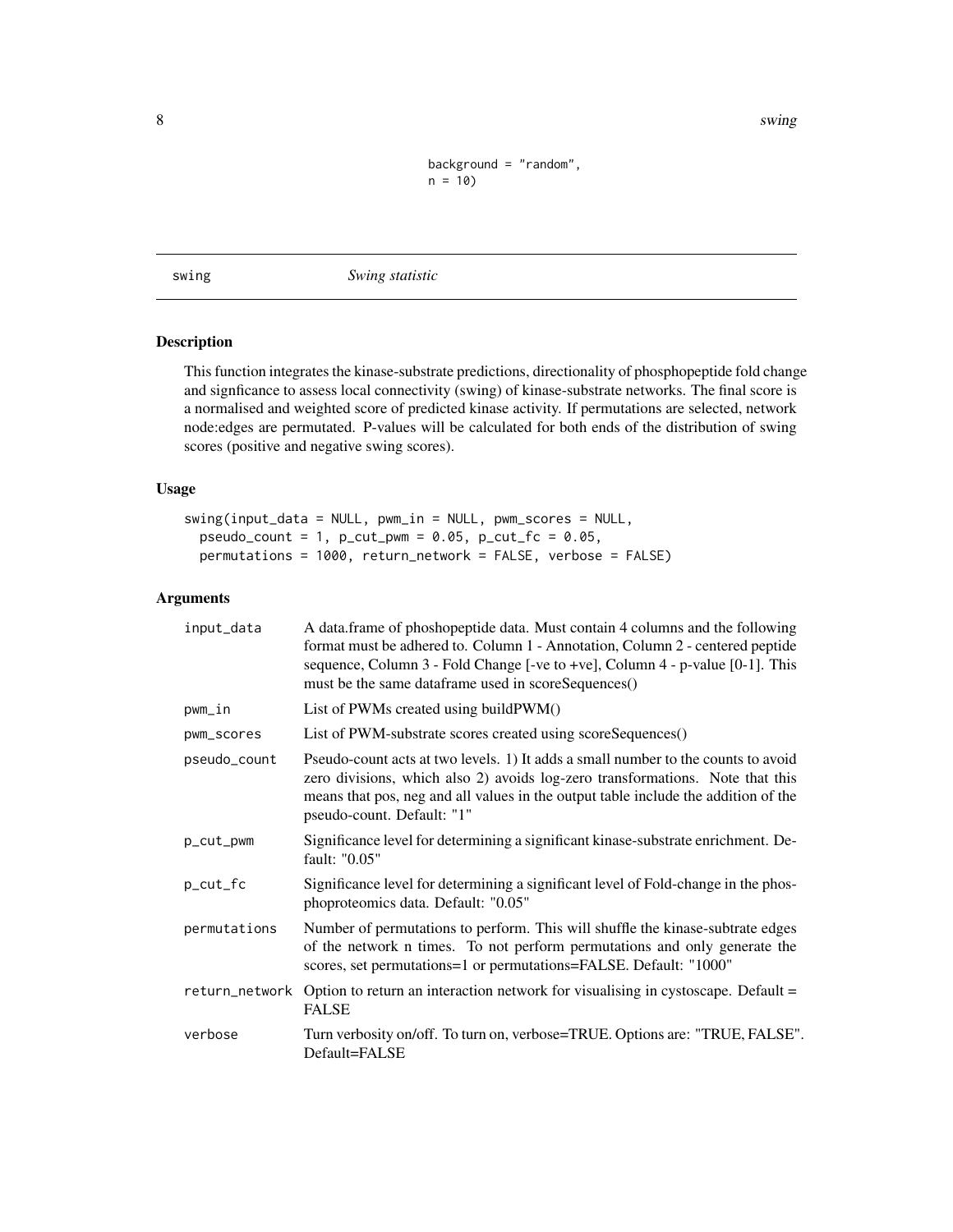```
                    background = "random",
                    n = 10)
```

## swing — *Swing statistic*

### Description

This function integrates the kinase-substrate predictions, directionality of phosphopeptide fold change and signficance to assess local connectivity (swing) of kinase-substrate networks. The final score is a normalised and weighted score of predicted kinase activity. If permutations are selected, network node:edges are permutated. P-values will be calculated for both ends of the distribution of swing scores (positive and negative swing scores).

### Usage

```
swing(input_data = NULL, pwm_in = NULL, pwm_scores = NULL,
  pseudo_count = 1, p_cut_pwm = 0.05, p_cut_fc = 0.05,
  permutations = 1000, return_network = FALSE, verbose = FALSE)
```

### Arguments

| Argument | Description |
|---|---|
| `input_data` | A data.frame of phoshopeptide data. Must contain 4 columns and the following format must be adhered to. Column 1 - Annotation, Column 2 - centered peptide sequence, Column 3 - Fold Change [-ve to +ve], Column 4 - p-value [0-1]. This must be the same dataframe used in scoreSequences() |
| `pwm_in` | List of PWMs created using buildPWM() |
| `pwm_scores` | List of PWM-substrate scores created using scoreSequences() |
| `pseudo_count` | Pseudo-count acts at two levels. 1) It adds a small number to the counts to avoid zero divisions, which also 2) avoids log-zero transformations. Note that this means that pos, neg and all values in the output table include the addition of the pseudo-count. Default: "1" |
| `p_cut_pwm` | Significance level for determining a significant kinase-substrate enrichment. Default: "0.05" |
| `p_cut_fc` | Significance level for determining a significant level of Fold-change in the phosphoproteomics data. Default: "0.05" |
| `permutations` | Number of permutations to perform. This will shuffle the kinase-subtrate edges of the network n times. To not perform permutations and only generate the scores, set permutations=1 or permutations=FALSE. Default: "1000" |
| `return_network` | Option to return an interaction network for visualising in cystoscape. Default = FALSE |
| `verbose` | Turn verbosity on/off. To turn on, verbose=TRUE. Options are: "TRUE, FALSE". Default=FALSE |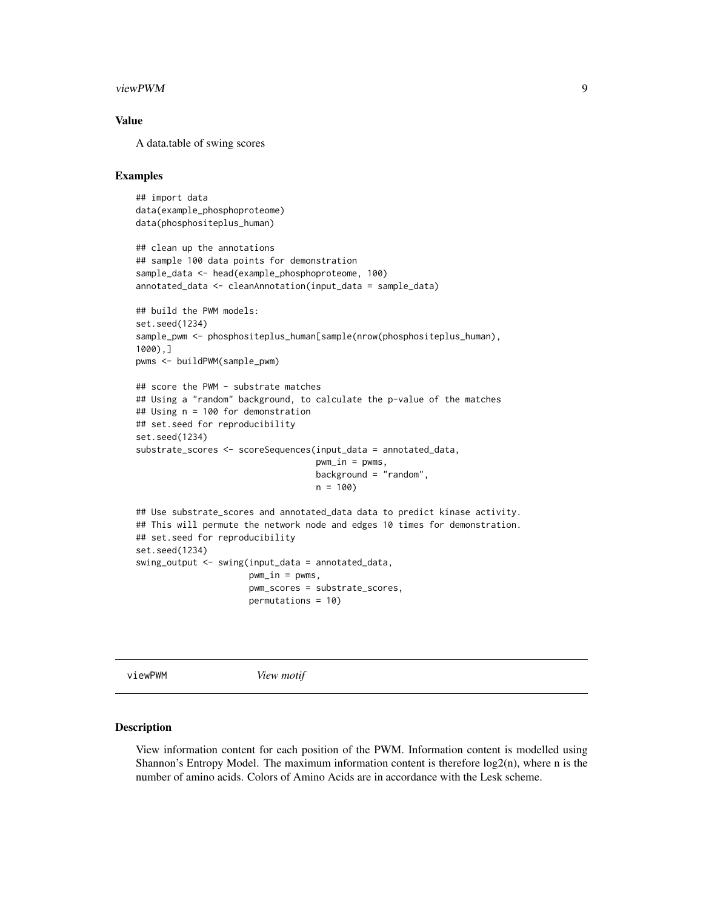## Value

A data.table of swing scores

## Examples

```
## import data
data(example_phosphoproteome)
data(phosphositeplus_human)

## clean up the annotations
## sample 100 data points for demonstration
sample_data <- head(example_phosphoproteome, 100)
annotated_data <- cleanAnnotation(input_data = sample_data)

## build the PWM models:
set.seed(1234)
sample_pwm <- phosphositeplus_human[sample(nrow(phosphositeplus_human),
1000),]
pwms <- buildPWM(sample_pwm)

## score the PWM - substrate matches
## Using a "random" background, to calculate the p-value of the matches
## Using n = 100 for demonstration
## set.seed for reproducibility
set.seed(1234)
substrate_scores <- scoreSequences(input_data = annotated_data,
                                   pwm_in = pwms,
                                   background = "random",
                                   n = 100)

## Use substrate_scores and annotated_data data to predict kinase activity.
## This will permute the network node and edges 10 times for demonstration.
## set.seed for reproducibility
set.seed(1234)
swing_output <- swing(input_data = annotated_data,
                      pwm_in = pwms,
                      pwm_scores = substrate_scores,
                      permutations = 10)
```

---

# viewPWM — *View motif*

## Description

View information content for each position of the PWM. Information content is modelled using Shannon's Entropy Model. The maximum information content is therefore log2(n), where n is the number of amino acids. Colors of Amino Acids are in accordance with the Lesk scheme.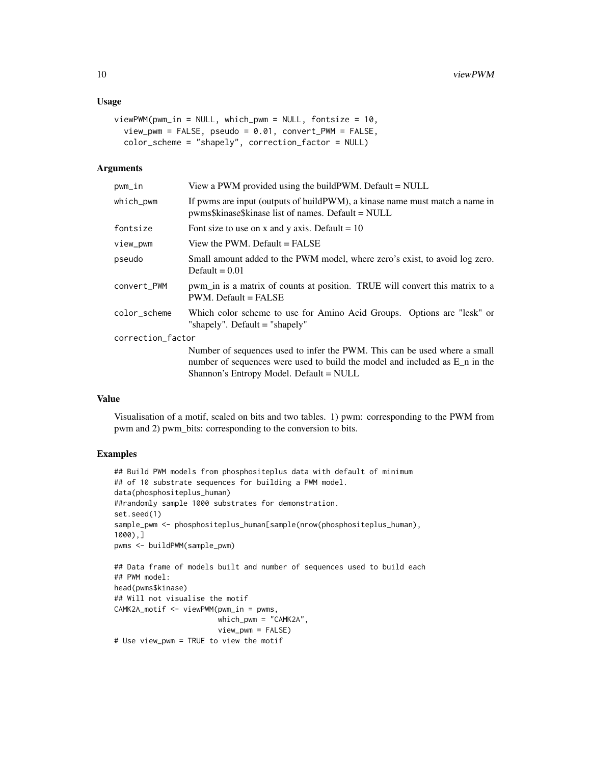## Usage

```
viewPWM(pwm_in = NULL, which_pwm = NULL, fontsize = 10,
  view_pwm = FALSE, pseudo = 0.01, convert_PWM = FALSE,
  color_scheme = "shapely", correction_factor = NULL)
```

## Arguments

| | |
|---|---|
| pwm_in | View a PWM provided using the buildPWM. Default = NULL |
| which_pwm | If pwms are input (outputs of buildPWM), a kinase name must match a name in pwms$kinase$kinase list of names. Default = NULL |
| fontsize | Font size to use on x and y axis. Default = 10 |
| view_pwm | View the PWM. Default = FALSE |
| pseudo | Small amount added to the PWM model, where zero's exist, to avoid log zero. Default = 0.01 |
| convert_PWM | pwm_in is a matrix of counts at position. TRUE will convert this matrix to a PWM. Default = FALSE |
| color_scheme | Which color scheme to use for Amino Acid Groups. Options are "lesk" or "shapely". Default = "shapely" |
| correction_factor | Number of sequences used to infer the PWM. This can be used where a small number of sequences were used to build the model and included as E_n in the Shannon's Entropy Model. Default = NULL |

## Value

Visualisation of a motif, scaled on bits and two tables. 1) pwm: corresponding to the PWM from pwm and 2) pwm_bits: corresponding to the conversion to bits.

## Examples

```
## Build PWM models from phosphositeplus data with default of minimum
## of 10 substrate sequences for building a PWM model.
data(phosphositeplus_human)
##randomly sample 1000 substrates for demonstration.
set.seed(1)
sample_pwm <- phosphositeplus_human[sample(nrow(phosphositeplus_human),
1000),]
pwms <- buildPWM(sample_pwm)

## Data frame of models built and number of sequences used to build each
## PWM model:
head(pwms$kinase)
## Will not visualise the motif
CAMK2A_motif <- viewPWM(pwm_in = pwms,
                        which_pwm = "CAMK2A",
                        view_pwm = FALSE)
# Use view_pwm = TRUE to view the motif
```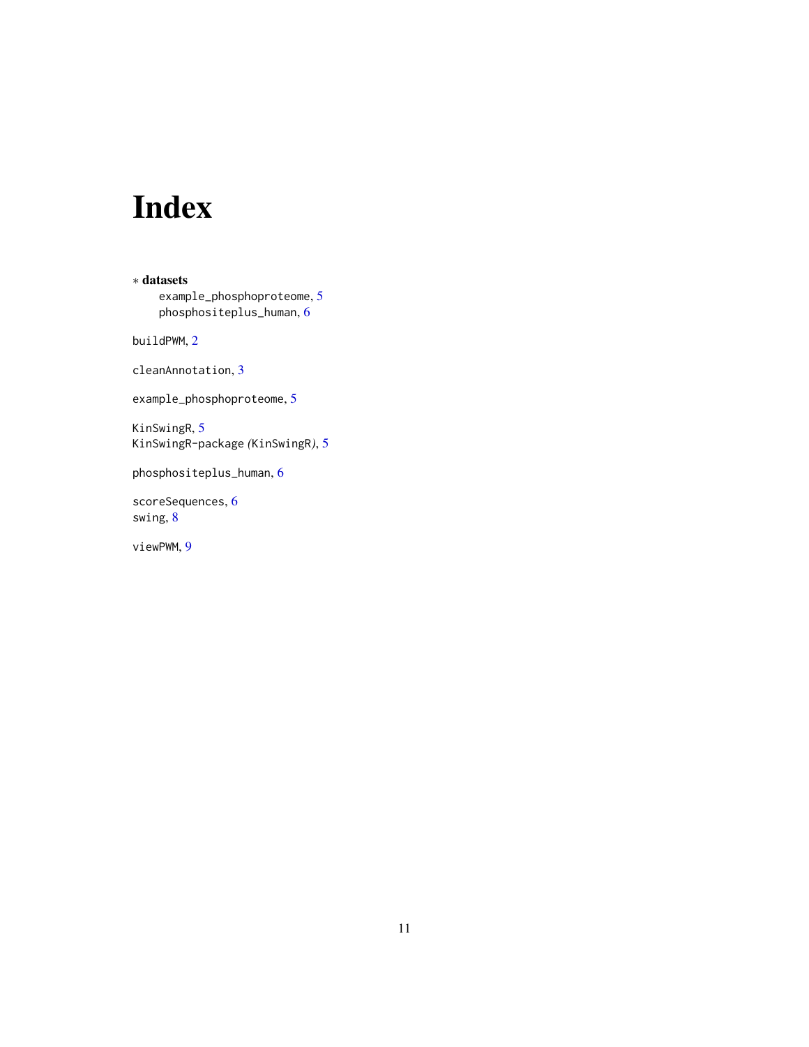# Index

∗ **datasets**
    example_phosphoproteome, 5
    phosphositeplus_human, 6

buildPWM, 2

cleanAnnotation, 3

example_phosphoproteome, 5

KinSwingR, 5
KinSwingR-package *(*KinSwingR*)*, 5

phosphositeplus_human, 6

scoreSequences, 6
swing, 8

viewPWM, 9